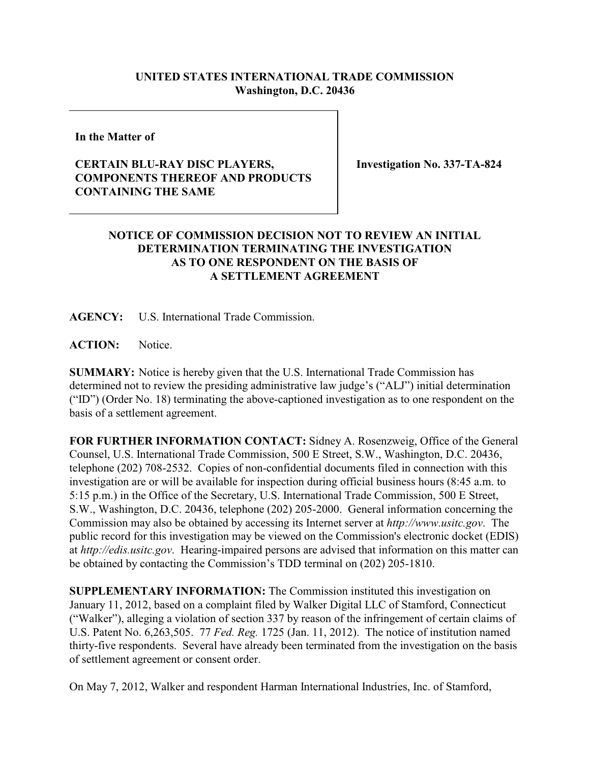**UNITED STATES INTERNATIONAL TRADE COMMISSION**
**Washington, D.C. 20436**

| | |
|---|---|
| **In the Matter of**<br><br>**CERTAIN BLU-RAY DISC PLAYERS, COMPONENTS THEREOF AND PRODUCTS CONTAINING THE SAME** | **Investigation No. 337-TA-824** |

**NOTICE OF COMMISSION DECISION NOT TO REVIEW AN INITIAL DETERMINATION TERMINATING THE INVESTIGATION AS TO ONE RESPONDENT ON THE BASIS OF A SETTLEMENT AGREEMENT**

**AGENCY:** U.S. International Trade Commission.

**ACTION:** Notice.

**SUMMARY:** Notice is hereby given that the U.S. International Trade Commission has determined not to review the presiding administrative law judge's ("ALJ") initial determination ("ID") (Order No. 18) terminating the above-captioned investigation as to one respondent on the basis of a settlement agreement.

**FOR FURTHER INFORMATION CONTACT:** Sidney A. Rosenzweig, Office of the General Counsel, U.S. International Trade Commission, 500 E Street, S.W., Washington, D.C. 20436, telephone (202) 708-2532. Copies of non-confidential documents filed in connection with this investigation are or will be available for inspection during official business hours (8:45 a.m. to 5:15 p.m.) in the Office of the Secretary, U.S. International Trade Commission, 500 E Street, S.W., Washington, D.C. 20436, telephone (202) 205-2000. General information concerning the Commission may also be obtained by accessing its Internet server at *http://www.usitc.gov*. The public record for this investigation may be viewed on the Commission's electronic docket (EDIS) at *http://edis.usitc.gov*. Hearing-impaired persons are advised that information on this matter can be obtained by contacting the Commission's TDD terminal on (202) 205-1810.

**SUPPLEMENTARY INFORMATION:** The Commission instituted this investigation on January 11, 2012, based on a complaint filed by Walker Digital LLC of Stamford, Connecticut ("Walker"), alleging a violation of section 337 by reason of the infringement of certain claims of U.S. Patent No. 6,263,505. 77 *Fed. Reg.* 1725 (Jan. 11, 2012). The notice of institution named thirty-five respondents. Several have already been terminated from the investigation on the basis of settlement agreement or consent order.

On May 7, 2012, Walker and respondent Harman International Industries, Inc. of Stamford,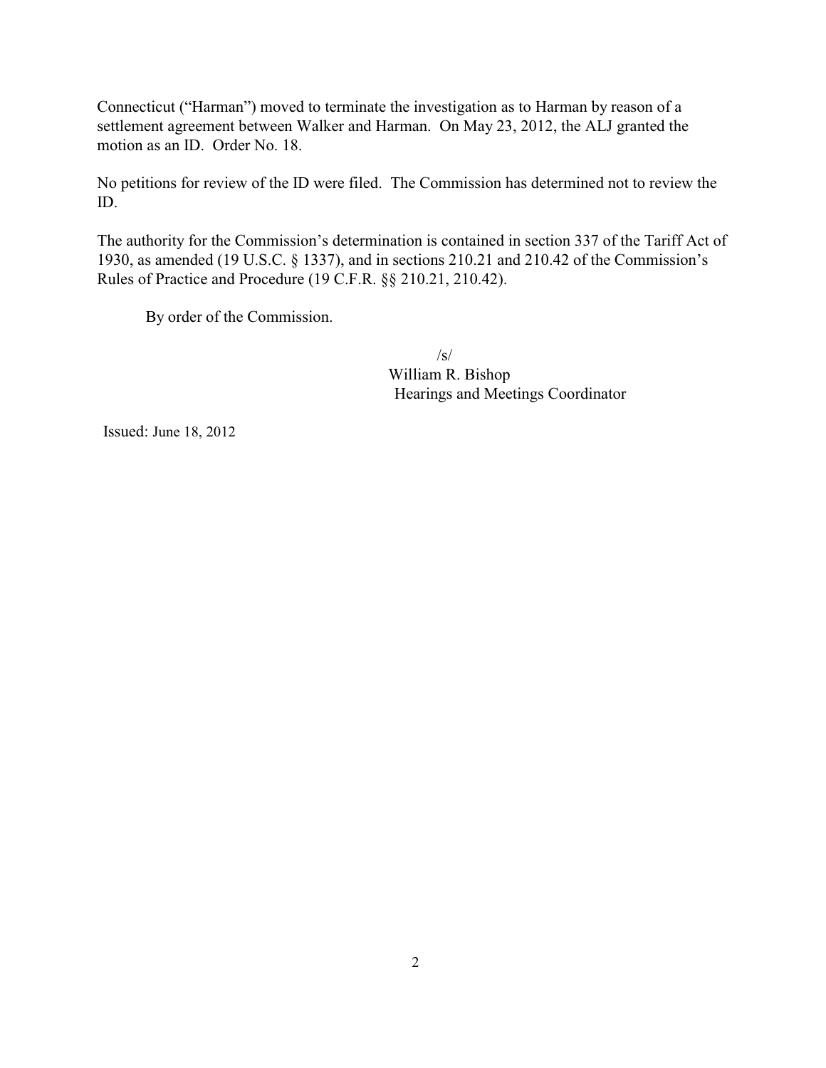Connecticut ("Harman") moved to terminate the investigation as to Harman by reason of a settlement agreement between Walker and Harman. On May 23, 2012, the ALJ granted the motion as an ID. Order No. 18.

No petitions for review of the ID were filed. The Commission has determined not to review the ID.

The authority for the Commission's determination is contained in section 337 of the Tariff Act of 1930, as amended (19 U.S.C. § 1337), and in sections 210.21 and 210.42 of the Commission's Rules of Practice and Procedure (19 C.F.R. §§ 210.21, 210.42).

By order of the Commission.

/s/
William R. Bishop
Hearings and Meetings Coordinator

Issued: June 18, 2012